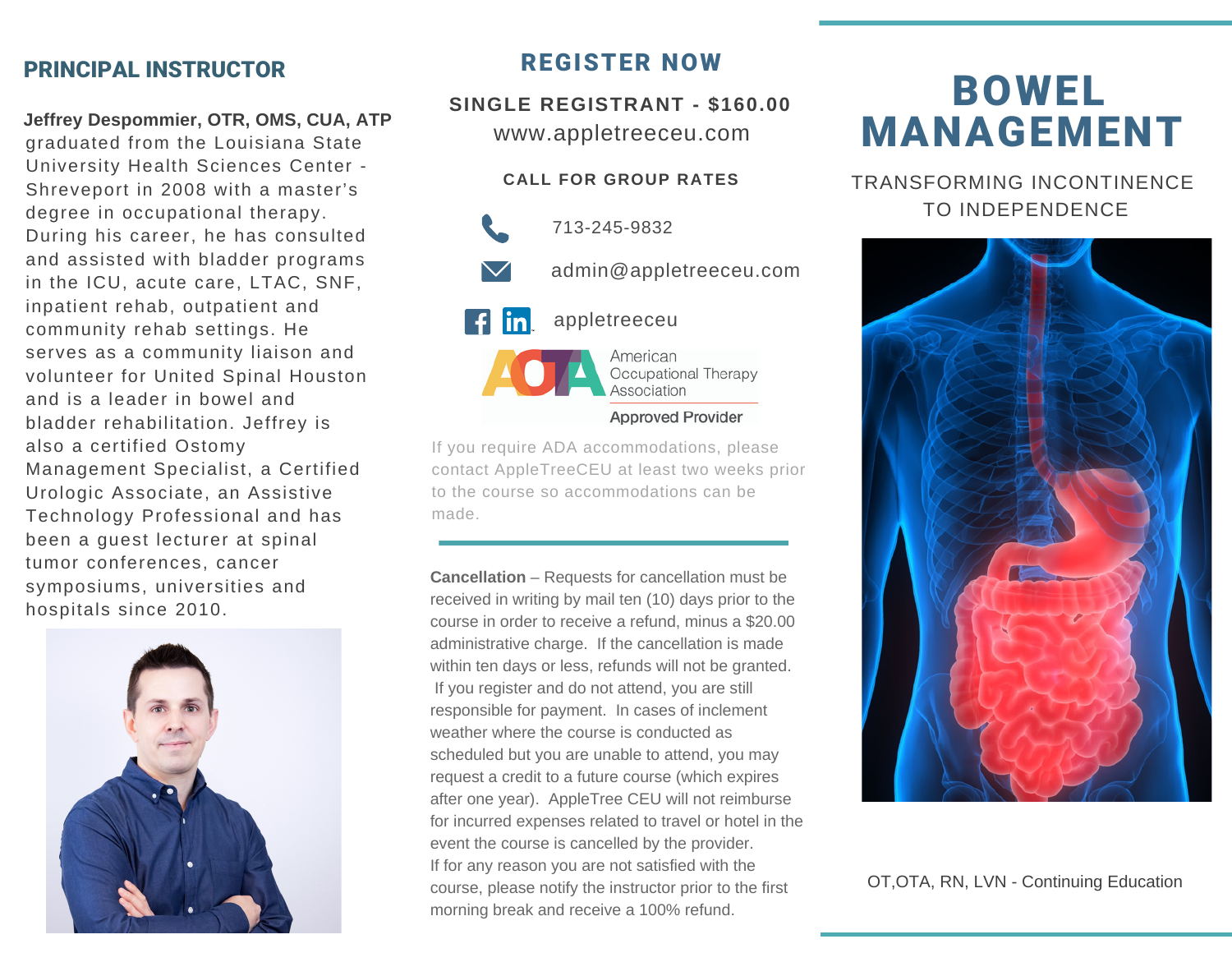## PRINCIPAL INSTRUCTOR

**Jeffrey Despommier, OTR, OMS, CUA, ATP** graduated from the Louisiana State University Health Sciences Center - Shreveport in 2008 with a master's degree in occupational therapy. During his career, he has consulted and assisted with bladder programs in the ICU, acute care, LTAC, SNF, inpatient rehab, outpatient and community rehab settings. He serves as a community liaison and volunteer for United Spinal Houston and is a leader in bowel and bladder rehabilitation. Jeffrey is also a certified Ostomy Management Specialist, a Certified Urologic Associate, an Assistive Technology Professional and has been a guest lecturer at spinal tumor conferences, cancer symposiums, universities and hospitals since 2010.

## REGISTER NOW

**SINGLE REGISTRANT - $160.00**

www.appletreeceu.com

**CALL FOR GROUP RATES**

713-245-9832

admin@appletreeceu.com

appletreeceu

AOTA American Occupational Therapy Association Approved Provider

If you require ADA accommodations, please contact AppleTreeCEU at least two weeks prior to the course so accommodations can be made.

**Cancellation** – Requests for cancellation must be received in writing by mail ten (10) days prior to the course in order to receive a refund, minus a $20.00 administrative charge. If the cancellation is made within ten days or less, refunds will not be granted. If you register and do not attend, you are still responsible for payment. In cases of inclement weather where the course is conducted as scheduled but you are unable to attend, you may request a credit to a future course (which expires after one year). AppleTree CEU will not reimburse for incurred expenses related to travel or hotel in the event the course is cancelled by the provider. If for any reason you are not satisfied with the course, please notify the instructor prior to the first morning break and receive a 100% refund.

# BOWEL MANAGEMENT

TRANSFORMING INCONTINENCE TO INDEPENDENCE

OT,OTA, RN, LVN - Continuing Education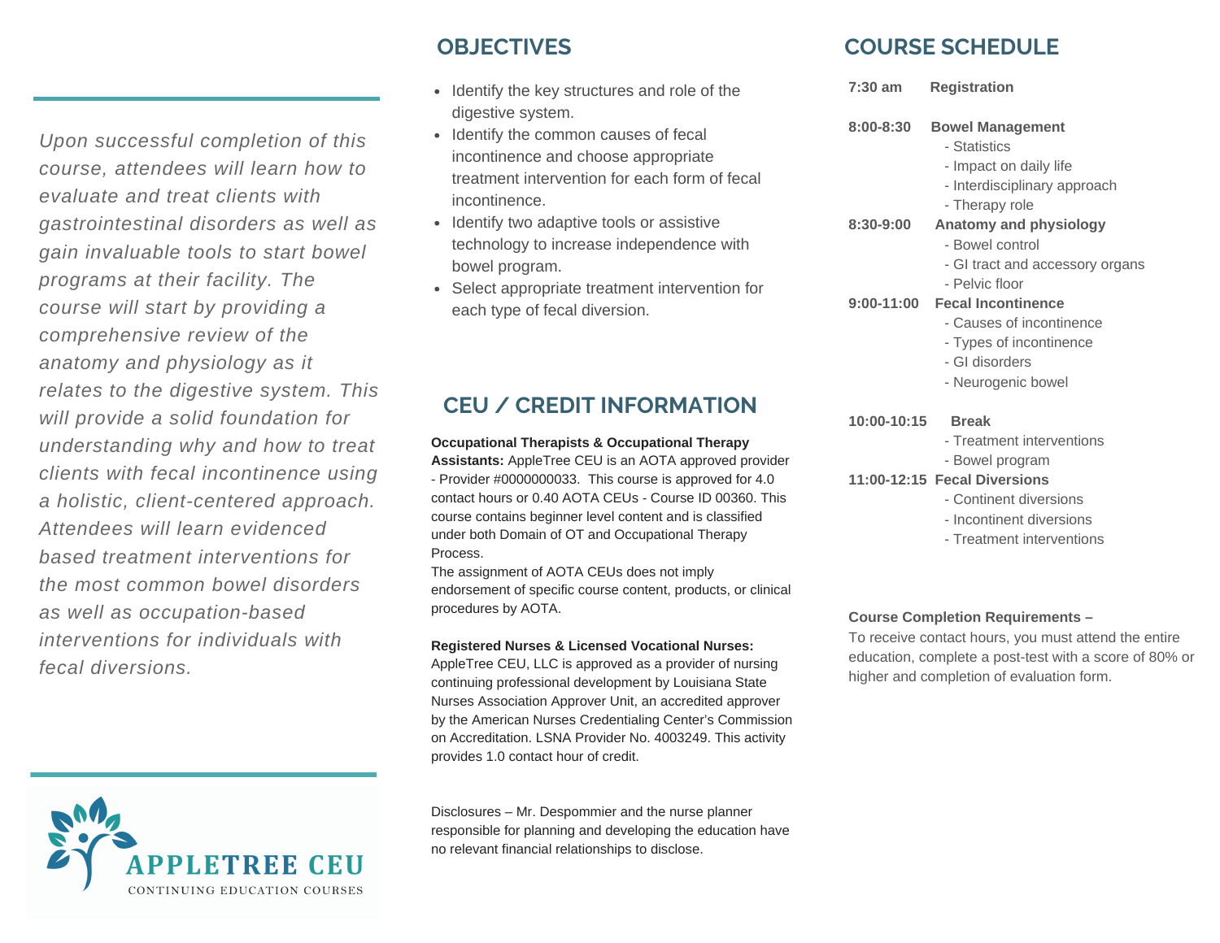*Upon successful completion of this course, attendees will learn how to evaluate and treat clients with gastrointestinal disorders as well as gain invaluable tools to start bowel programs at their facility. The course will start by providing a comprehensive review of the anatomy and physiology as it relates to the digestive system. This will provide a solid foundation for understanding why and how to treat clients with fecal incontinence using a holistic, client-centered approach. Attendees will learn evidenced based treatment interventions for the most common bowel disorders as well as occupation-based interventions for individuals with fecal diversions.*

APPLETREE CEU

CONTINUING EDUCATION COURSES

## OBJECTIVES

- Identify the key structures and role of the digestive system.
- Identify the common causes of fecal incontinence and choose appropriate treatment intervention for each form of fecal incontinence.
- Identify two adaptive tools or assistive technology to increase independence with bowel program.
- Select appropriate treatment intervention for each type of fecal diversion.

## CEU / CREDIT INFORMATION

**Occupational Therapists & Occupational Therapy Assistants:** AppleTree CEU is an AOTA approved provider - Provider #0000000033. This course is approved for 4.0 contact hours or 0.40 AOTA CEUs - Course ID 00360. This course contains beginner level content and is classified under both Domain of OT and Occupational Therapy Process.
The assignment of AOTA CEUs does not imply endorsement of specific course content, products, or clinical procedures by AOTA.

**Registered Nurses & Licensed Vocational Nurses:**
AppleTree CEU, LLC is approved as a provider of nursing continuing professional development by Louisiana State Nurses Association Approver Unit, an accredited approver by the American Nurses Credentialing Center's Commission on Accreditation. LSNA Provider No. 4003249. This activity provides 1.0 contact hour of credit.

Disclosures – Mr. Despommier and the nurse planner responsible for planning and developing the education have no relevant financial relationships to disclose.

## COURSE SCHEDULE

**7:30 am** **Registration**

**8:00-8:30** **Bowel Management**
- Statistics
- Impact on daily life
- Interdisciplinary approach
- Therapy role

**8:30-9:00** **Anatomy and physiology**
- Bowel control
- GI tract and accessory organs
- Pelvic floor

**9:00-11:00** **Fecal Incontinence**
- Causes of incontinence
- Types of incontinence
- GI disorders
- Neurogenic bowel

**10:00-10:15** **Break**
- Treatment interventions
- Bowel program

**11:00-12:15** **Fecal Diversions**
- Continent diversions
- Incontinent diversions
- Treatment interventions

**Course Completion Requirements –**
To receive contact hours, you must attend the entire education, complete a post-test with a score of 80% or higher and completion of evaluation form.